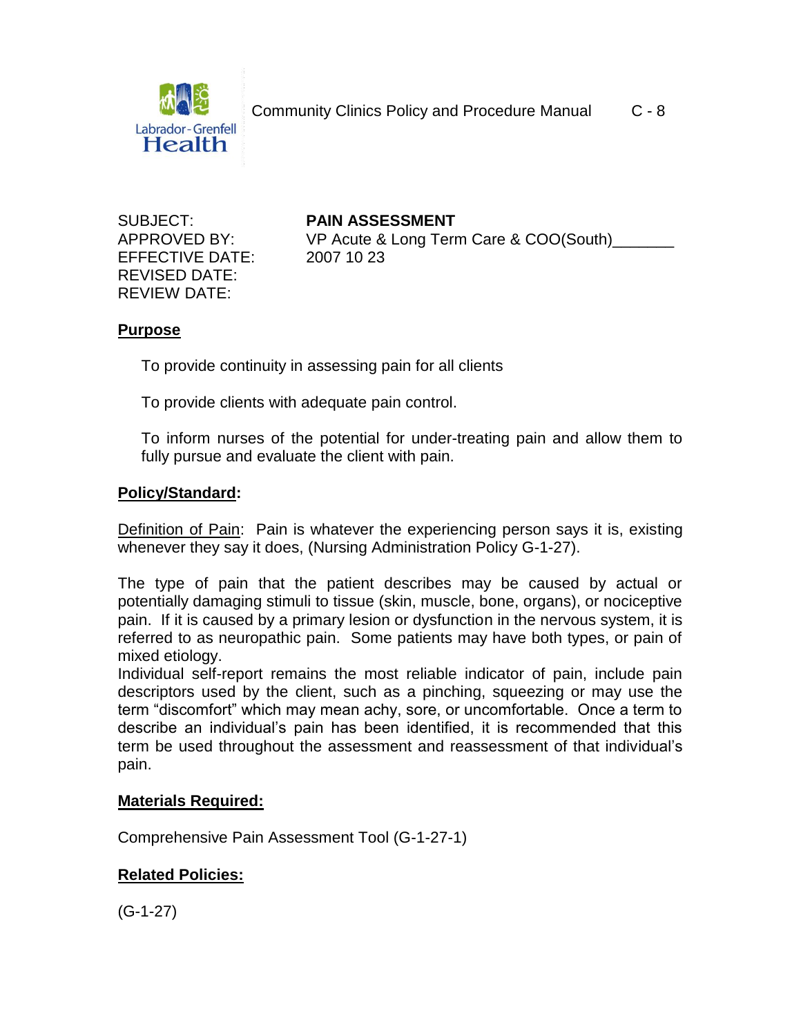Community Clinics Policy and Procedure Manual C - 8

SUBJECT: **PAIN ASSESSMENT**
APPROVED BY: VP Acute & Long Term Care & COO(South)_______
EFFECTIVE DATE: 2007 10 23
REVISED DATE:
REVIEW DATE:

## Purpose

To provide continuity in assessing pain for all clients

To provide clients with adequate pain control.

To inform nurses of the potential for under-treating pain and allow them to fully pursue and evaluate the client with pain.

## Policy/Standard:

Definition of Pain: Pain is whatever the experiencing person says it is, existing whenever they say it does, (Nursing Administration Policy G-1-27).

The type of pain that the patient describes may be caused by actual or potentially damaging stimuli to tissue (skin, muscle, bone, organs), or nociceptive pain. If it is caused by a primary lesion or dysfunction in the nervous system, it is referred to as neuropathic pain. Some patients may have both types, or pain of mixed etiology.
Individual self-report remains the most reliable indicator of pain, include pain descriptors used by the client, such as a pinching, squeezing or may use the term "discomfort" which may mean achy, sore, or uncomfortable. Once a term to describe an individual's pain has been identified, it is recommended that this term be used throughout the assessment and reassessment of that individual's pain.

## Materials Required:

Comprehensive Pain Assessment Tool (G-1-27-1)

## Related Policies:

(G-1-27)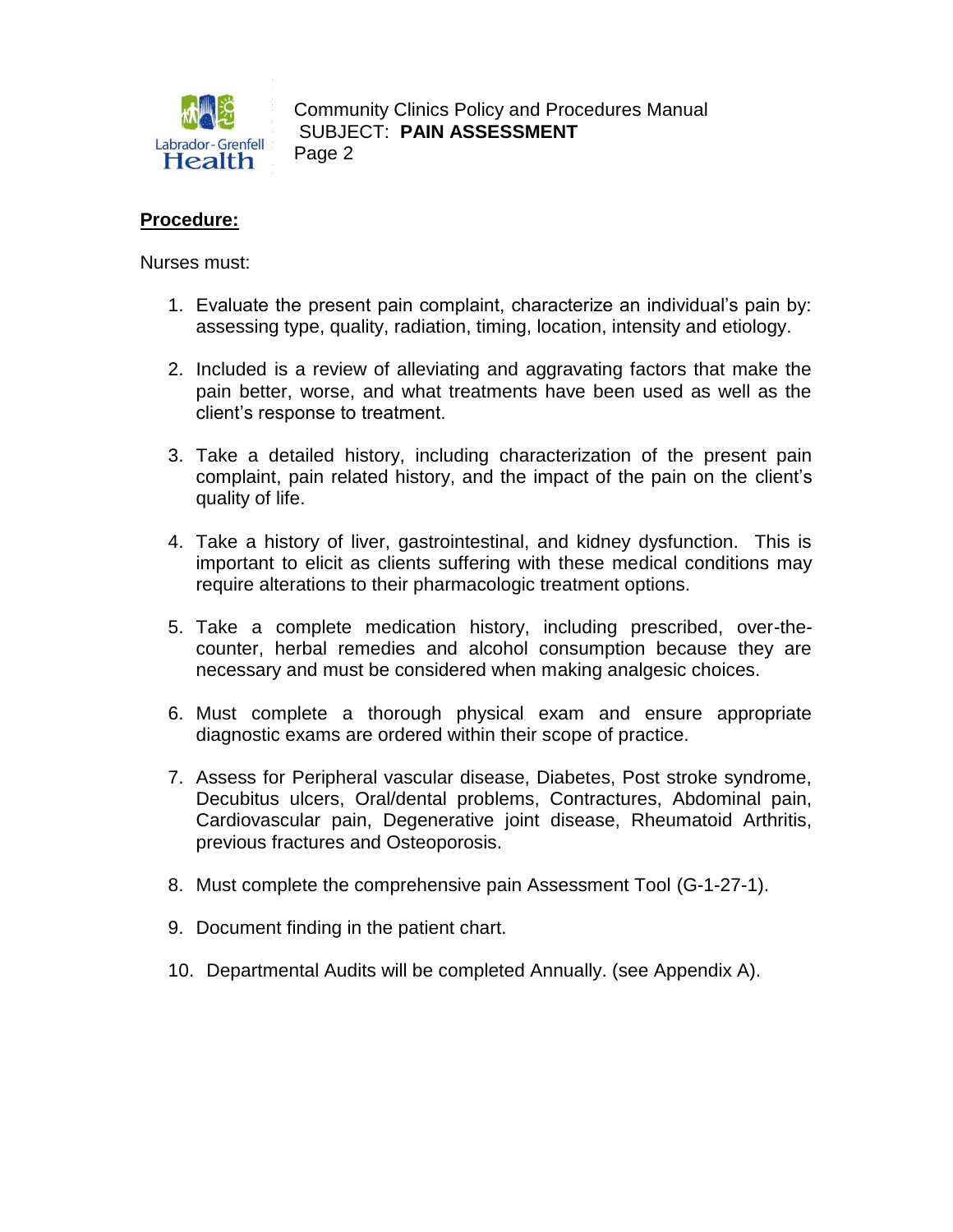**Procedure:**

Nurses must:

1. Evaluate the present pain complaint, characterize an individual's pain by: assessing type, quality, radiation, timing, location, intensity and etiology.
2. Included is a review of alleviating and aggravating factors that make the pain better, worse, and what treatments have been used as well as the client's response to treatment.
3. Take a detailed history, including characterization of the present pain complaint, pain related history, and the impact of the pain on the client's quality of life.
4. Take a history of liver, gastrointestinal, and kidney dysfunction. This is important to elicit as clients suffering with these medical conditions may require alterations to their pharmacologic treatment options.
5. Take a complete medication history, including prescribed, over-the-counter, herbal remedies and alcohol consumption because they are necessary and must be considered when making analgesic choices.
6. Must complete a thorough physical exam and ensure appropriate diagnostic exams are ordered within their scope of practice.
7. Assess for Peripheral vascular disease, Diabetes, Post stroke syndrome, Decubitus ulcers, Oral/dental problems, Contractures, Abdominal pain, Cardiovascular pain, Degenerative joint disease, Rheumatoid Arthritis, previous fractures and Osteoporosis.
8. Must complete the comprehensive pain Assessment Tool (G-1-27-1).
9. Document finding in the patient chart.
10. Departmental Audits will be completed Annually. (see Appendix A).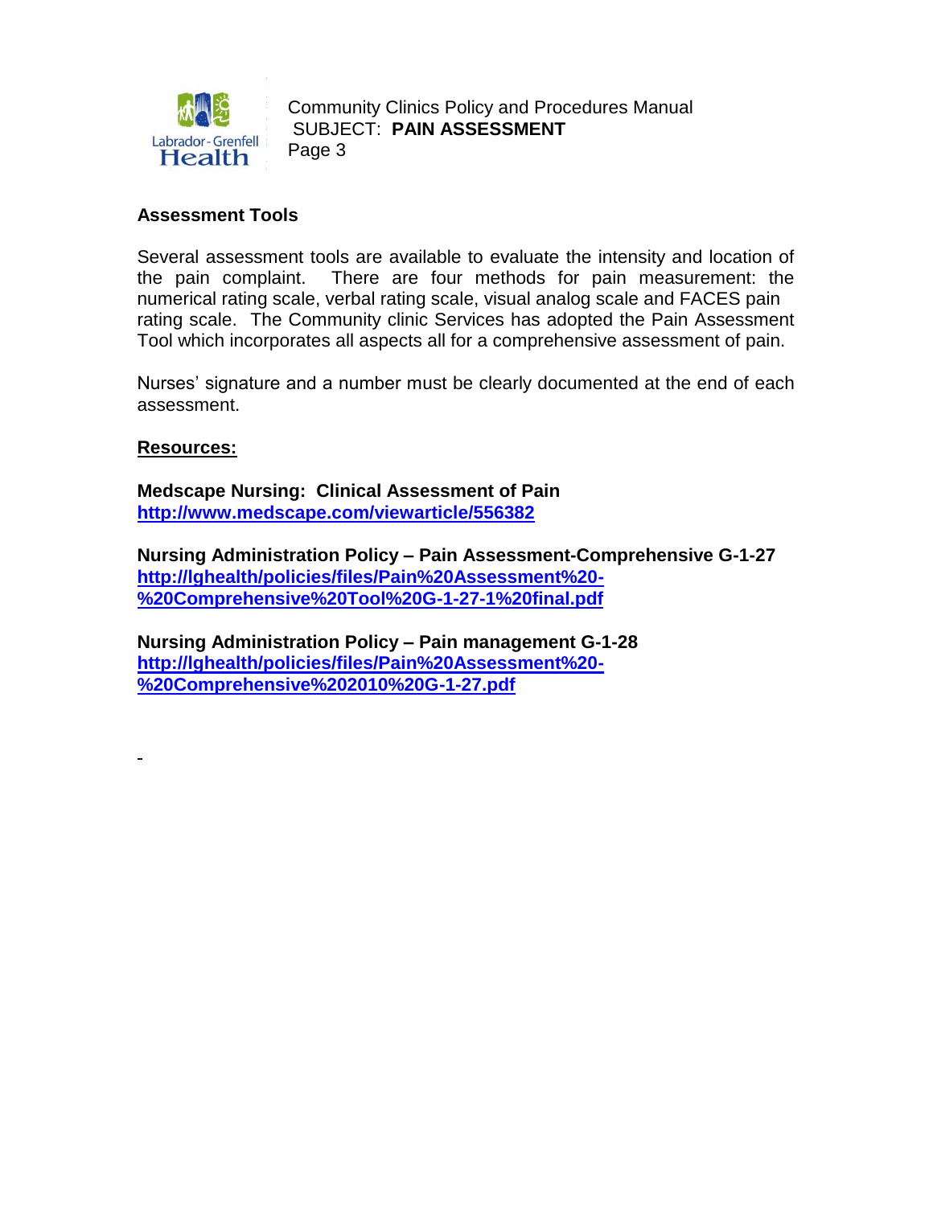**Assessment Tools**

Several assessment tools are available to evaluate the intensity and location of the pain complaint. There are four methods for pain measurement: the numerical rating scale, verbal rating scale, visual analog scale and FACES pain rating scale. The Community clinic Services has adopted the Pain Assessment Tool which incorporates all aspects all for a comprehensive assessment of pain.

Nurses' signature and a number must be clearly documented at the end of each assessment.

**Resources:**

**Medscape Nursing: Clinical Assessment of Pain**
**http://www.medscape.com/viewarticle/556382**

**Nursing Administration Policy – Pain Assessment-Comprehensive G-1-27**
**http://lghealth/policies/files/Pain%20Assessment%20-%20Comprehensive%20Tool%20G-1-27-1%20final.pdf**

**Nursing Administration Policy – Pain management G-1-28**
**http://lghealth/policies/files/Pain%20Assessment%20-%20Comprehensive%202010%20G-1-27.pdf**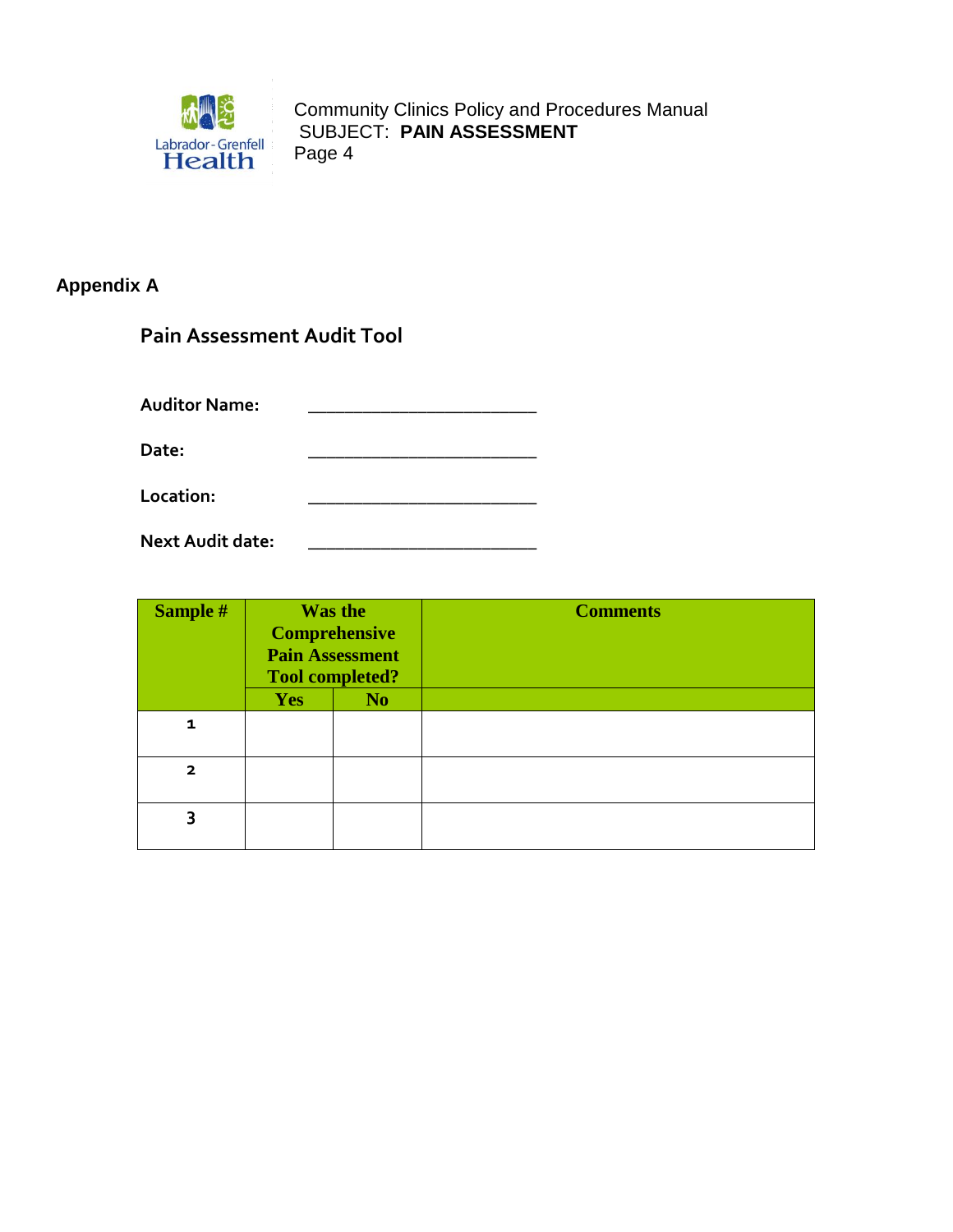## Appendix A

### Pain Assessment Audit Tool

**Auditor Name:** ________________________

**Date:** ________________________

**Location:** ________________________

**Next Audit date:** ________________________

| Sample # | Was the Comprehensive Pain Assessment Tool completed? | | Comments |
|---|---|---|---|
| | Yes | No | |
| 1 | | | |
| 2 | | | |
| 3 | | | |